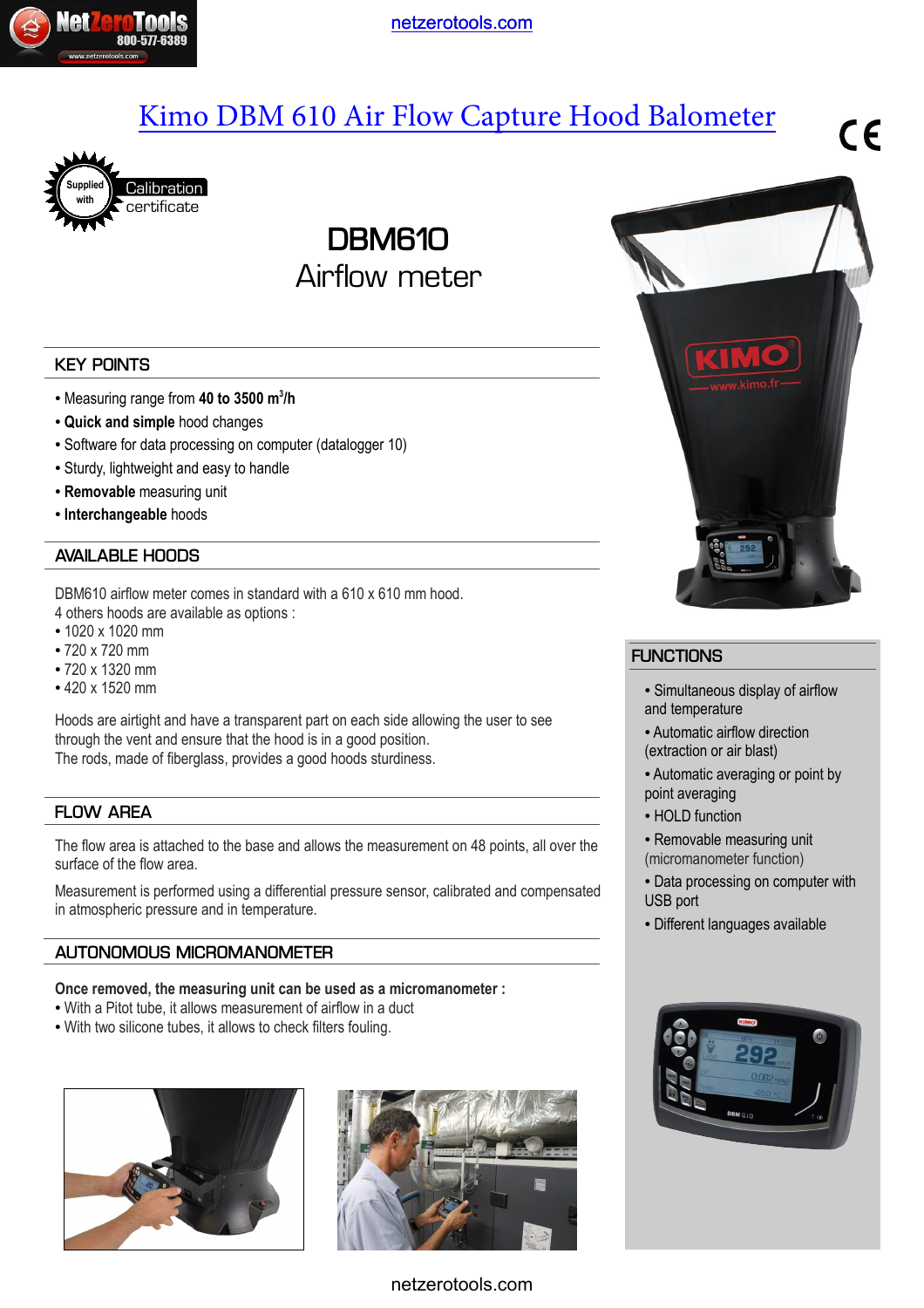netzerotools.com

# Kimo DBM 610 Air Flow Capture Hood Balometer

Supplied with Calibration certificate

## DBM610

Airflow meter

### KEY POINTS

- Measuring range from **40 to 3500 $m^3/h$**
- **Quick and simple** hood changes
- Software for data processing on computer (datalogger 10)
- Sturdy, lightweight and easy to handle
- **Removable** measuring unit
- **Interchangeable** hoods

### AVAILABLE HOODS

DBM610 airflow meter comes in standard with a 610 x 610 mm hood.
4 others hoods are available as options :

- 1020 x 1020 mm
- 720 x 720 mm
- 720 x 1320 mm
- 420 x 1520 mm

Hoods are airtight and have a transparent part on each side allowing the user to see through the vent and ensure that the hood is in a good position.
The rods, made of fiberglass, provides a good hoods sturdiness.

### FLOW AREA

The flow area is attached to the base and allows the measurement on 48 points, all over the surface of the flow area.

Measurement is performed using a differential pressure sensor, calibrated and compensated in atmospheric pressure and in temperature.

### AUTONOMOUS MICROMANOMETER

**Once removed, the measuring unit can be used as a micromanometer :**

- With a Pitot tube, it allows measurement of airflow in a duct
- With two silicone tubes, it allows to check filters fouling.

### FUNCTIONS

- Simultaneous display of airflow and temperature
- Automatic airflow direction (extraction or air blast)
- Automatic averaging or point by point averaging
- HOLD function
- Removable measuring unit (micromanometer function)
- Data processing on computer with USB port
- Different languages available

netzerotools.com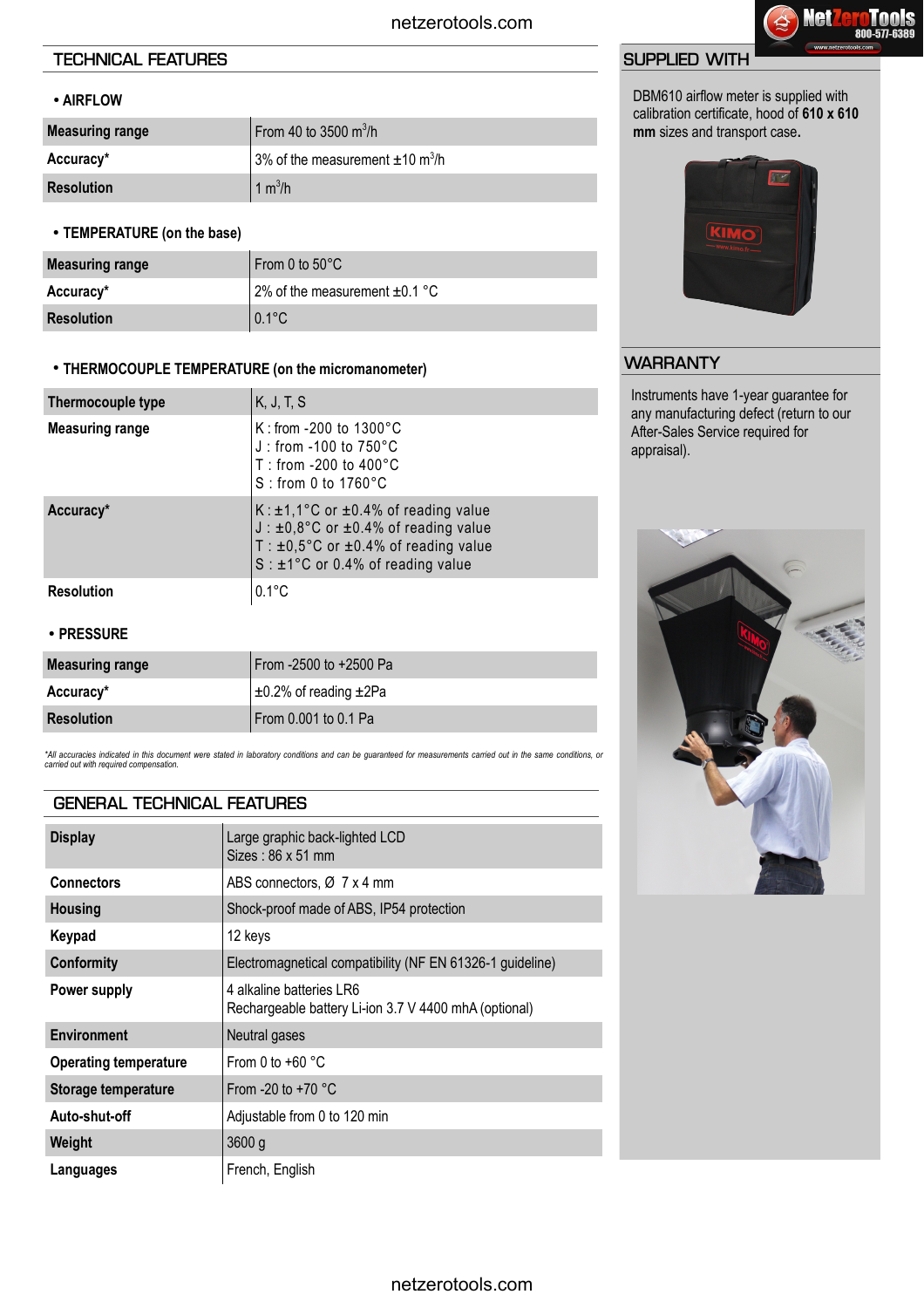## TECHNICAL FEATURES

**• AIRFLOW**

| | |
|---|---|
| **Measuring range** | From 40 to 3500 $m^3$/h |
| **Accuracy*** | 3% of the measurement ±10 $m^3$/h |
| **Resolution** | 1 $m^3$/h |

**• TEMPERATURE (on the base)**

| | |
|---|---|
| **Measuring range** | From 0 to 50°C |
| **Accuracy*** | 2% of the measurement ±0.1 °C |
| **Resolution** | 0.1°C |

**• THERMOCOUPLE TEMPERATURE (on the micromanometer)**

| | |
|---|---|
| **Thermocouple type** | K, J, T, S |
| **Measuring range** | K : from -200 to 1300°C<br>J : from -100 to 750°C<br>T : from -200 to 400°C<br>S : from 0 to 1760°C |
| **Accuracy*** | K : ±1,1°C or ±0.4% of reading value<br>J : ±0,8°C or ±0.4% of reading value<br>T : ±0,5°C or ±0.4% of reading value<br>S : ±1°C or 0.4% of reading value |
| **Resolution** | 0.1°C |

**• PRESSURE**

| | |
|---|---|
| **Measuring range** | From -2500 to +2500 Pa |
| **Accuracy*** | ±0.2% of reading ±2Pa |
| **Resolution** | From 0.001 to 0.1 Pa |

*\*All accuracies indicated in this document were stated in laboratory conditions and can be guaranteed for measurements carried out in the same conditions, or carried out with required compensation.*

## GENERAL TECHNICAL FEATURES

| | |
|---|---|
| **Display** | Large graphic back-lighted LCD<br>Sizes : 86 x 51 mm |
| **Connectors** | ABS connectors, Ø 7 x 4 mm |
| **Housing** | Shock-proof made of ABS, IP54 protection |
| **Keypad** | 12 keys |
| **Conformity** | Electromagnetical compatibility (NF EN 61326-1 guideline) |
| **Power supply** | 4 alkaline batteries LR6<br>Rechargeable battery Li-ion 3.7 V 4400 mhA (optional) |
| **Environment** | Neutral gases |
| **Operating temperature** | From 0 to +60 °C |
| **Storage temperature** | From -20 to +70 °C |
| **Auto-shut-off** | Adjustable from 0 to 120 min |
| **Weight** | 3600 g |
| **Languages** | French, English |

## SUPPLIED WITH

DBM610 airflow meter is supplied with calibration certificate, hood of **610 x 610 mm** sizes and transport case**.**

## WARRANTY

Instruments have 1-year guarantee for any manufacturing defect (return to our After-Sales Service required for appraisal).